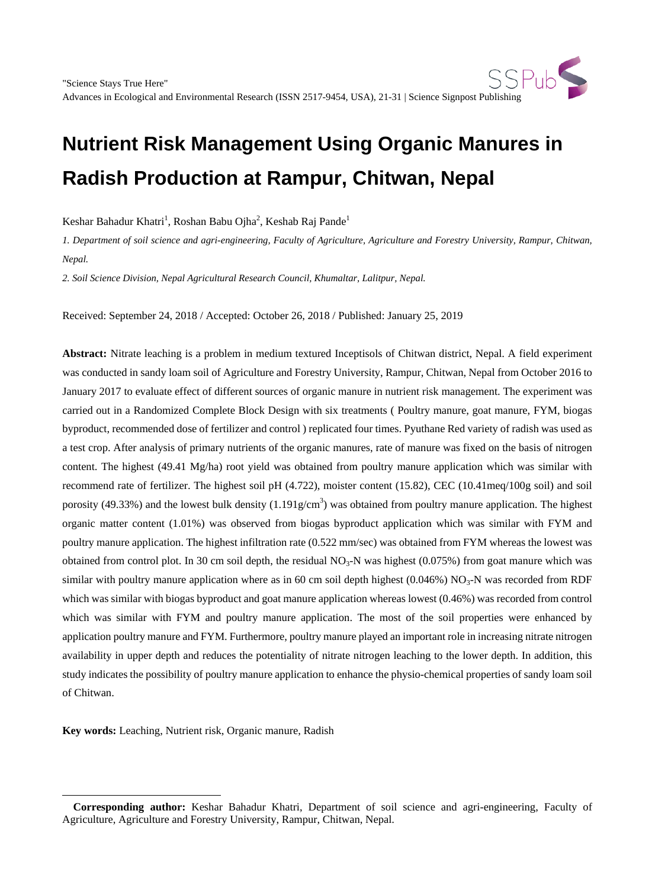# Nutrient Risk Management Using Organic Manures in Radish Production at Rampur, Chitwan, Nepal

Keshar Bahadur Khatri[1], Roshan Babu Ojha[2], Keshab Raj Pande[1]

*1. Department of soil science and agri-engineering, Faculty of Agriculture, Agriculture and Forestry University, Rampur, Chitwan, Nepal.*

*2. Soil Science Division, Nepal Agricultural Research Council, Khumaltar, Lalitpur, Nepal.*

Received: September 24, 2018 / Accepted: October 26, 2018 / Published: January 25, 2019

**Abstract:** Nitrate leaching is a problem in medium textured Inceptisols of Chitwan district, Nepal. A field experiment was conducted in sandy loam soil of Agriculture and Forestry University, Rampur, Chitwan, Nepal from October 2016 to January 2017 to evaluate effect of different sources of organic manure in nutrient risk management. The experiment was carried out in a Randomized Complete Block Design with six treatments ( Poultry manure, goat manure, FYM, biogas byproduct, recommended dose of fertilizer and control ) replicated four times. Pyuthane Red variety of radish was used as a test crop. After analysis of primary nutrients of the organic manures, rate of manure was fixed on the basis of nitrogen content. The highest (49.41 Mg/ha) root yield was obtained from poultry manure application which was similar with recommend rate of fertilizer. The highest soil pH (4.722), moister content (15.82), CEC (10.41meq/100g soil) and soil porosity (49.33%) and the lowest bulk density (1.191g/cm$^3$) was obtained from poultry manure application. The highest organic matter content (1.01%) was observed from biogas byproduct application which was similar with FYM and poultry manure application. The highest infiltration rate (0.522 mm/sec) was obtained from FYM whereas the lowest was obtained from control plot. In 30 cm soil depth, the residual $NO_3$-N was highest (0.075%) from goat manure which was similar with poultry manure application where as in 60 cm soil depth highest (0.046%) $NO_3$-N was recorded from RDF which was similar with biogas byproduct and goat manure application whereas lowest (0.46%) was recorded from control which was similar with FYM and poultry manure application. The most of the soil properties were enhanced by application poultry manure and FYM. Furthermore, poultry manure played an important role in increasing nitrate nitrogen availability in upper depth and reduces the potentiality of nitrate nitrogen leaching to the lower depth. In addition, this study indicates the possibility of poultry manure application to enhance the physio-chemical properties of sandy loam soil of Chitwan.

**Key words:** Leaching, Nutrient risk, Organic manure, Radish

---

**Corresponding author:** Keshar Bahadur Khatri, Department of soil science and agri-engineering, Faculty of Agriculture, Agriculture and Forestry University, Rampur, Chitwan, Nepal.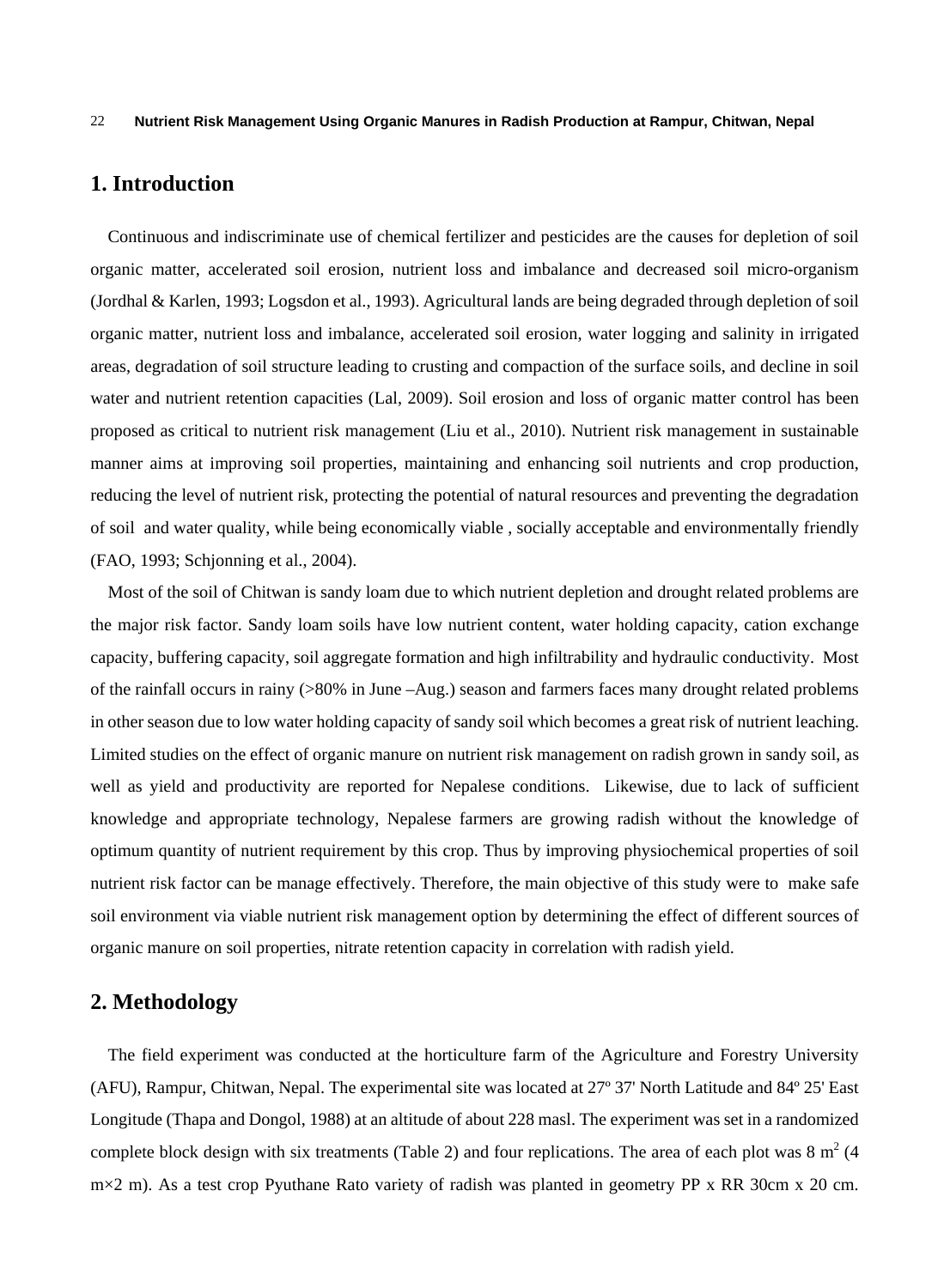## 1. Introduction

Continuous and indiscriminate use of chemical fertilizer and pesticides are the causes for depletion of soil organic matter, accelerated soil erosion, nutrient loss and imbalance and decreased soil micro-organism (Jordhal & Karlen, 1993; Logsdon et al., 1993). Agricultural lands are being degraded through depletion of soil organic matter, nutrient loss and imbalance, accelerated soil erosion, water logging and salinity in irrigated areas, degradation of soil structure leading to crusting and compaction of the surface soils, and decline in soil water and nutrient retention capacities (Lal, 2009). Soil erosion and loss of organic matter control has been proposed as critical to nutrient risk management (Liu et al., 2010). Nutrient risk management in sustainable manner aims at improving soil properties, maintaining and enhancing soil nutrients and crop production, reducing the level of nutrient risk, protecting the potential of natural resources and preventing the degradation of soil and water quality, while being economically viable , socially acceptable and environmentally friendly (FAO, 1993; Schjonning et al., 2004).

Most of the soil of Chitwan is sandy loam due to which nutrient depletion and drought related problems are the major risk factor. Sandy loam soils have low nutrient content, water holding capacity, cation exchange capacity, buffering capacity, soil aggregate formation and high infiltrability and hydraulic conductivity. Most of the rainfall occurs in rainy (>80% in June –Aug.) season and farmers faces many drought related problems in other season due to low water holding capacity of sandy soil which becomes a great risk of nutrient leaching. Limited studies on the effect of organic manure on nutrient risk management on radish grown in sandy soil, as well as yield and productivity are reported for Nepalese conditions. Likewise, due to lack of sufficient knowledge and appropriate technology, Nepalese farmers are growing radish without the knowledge of optimum quantity of nutrient requirement by this crop. Thus by improving physiochemical properties of soil nutrient risk factor can be manage effectively. Therefore, the main objective of this study were to make safe soil environment via viable nutrient risk management option by determining the effect of different sources of organic manure on soil properties, nitrate retention capacity in correlation with radish yield.

## 2. Methodology

The field experiment was conducted at the horticulture farm of the Agriculture and Forestry University (AFU), Rampur, Chitwan, Nepal. The experimental site was located at 27º 37' North Latitude and 84º 25' East Longitude (Thapa and Dongol, 1988) at an altitude of about 228 masl. The experiment was set in a randomized complete block design with six treatments (Table 2) and four replications. The area of each plot was 8 $m^2$ (4 m×2 m). As a test crop Pyuthane Rato variety of radish was planted in geometry PP x RR 30cm x 20 cm.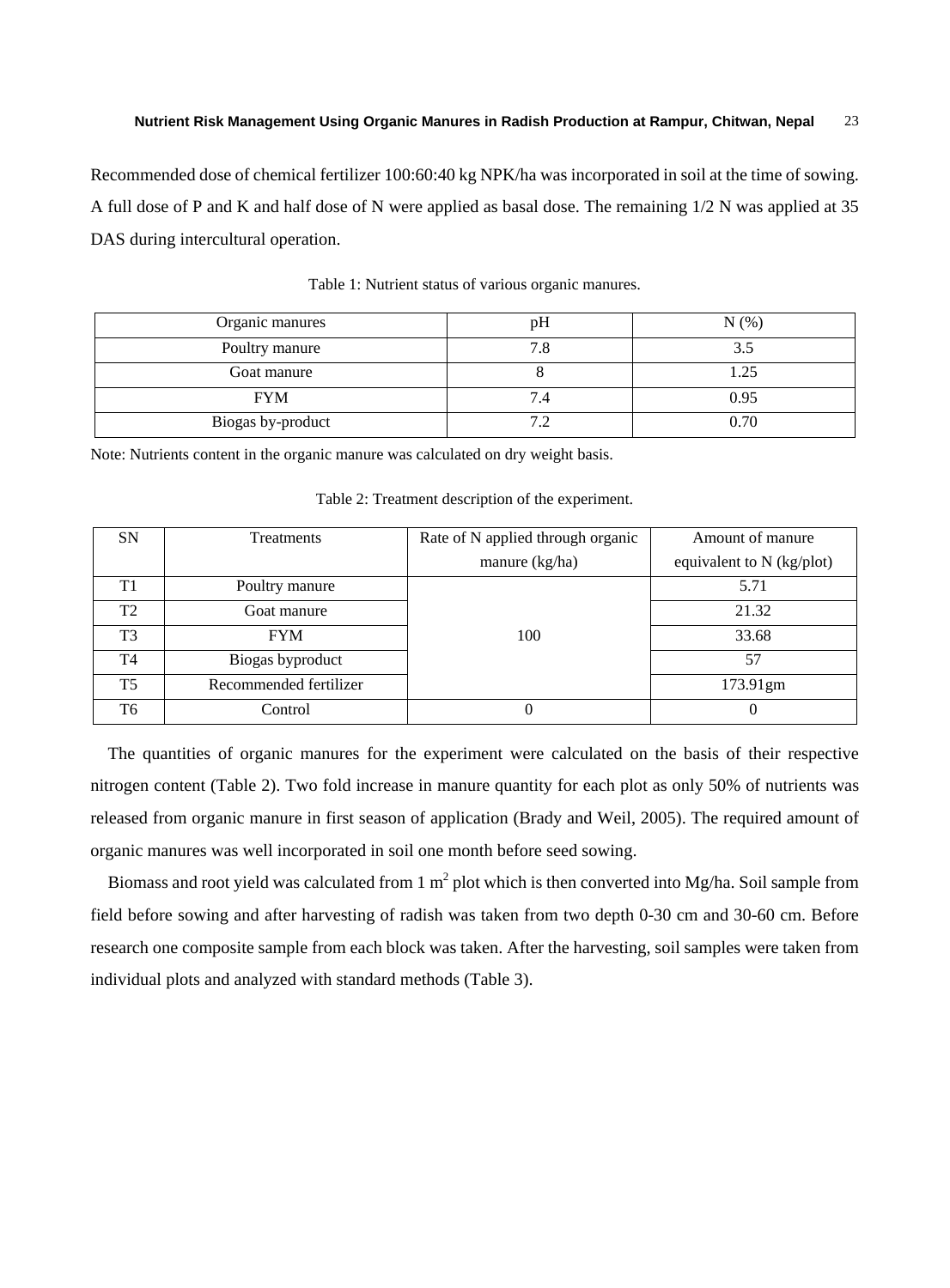Recommended dose of chemical fertilizer 100:60:40 kg NPK/ha was incorporated in soil at the time of sowing. A full dose of P and K and half dose of N were applied as basal dose. The remaining 1/2 N was applied at 35 DAS during intercultural operation.

Table 1: Nutrient status of various organic manures.

| Organic manures | pH | N (%) |
| --- | --- | --- |
| Poultry manure | 7.8 | 3.5 |
| Goat manure | 8 | 1.25 |
| FYM | 7.4 | 0.95 |
| Biogas by-product | 7.2 | 0.70 |

Note: Nutrients content in the organic manure was calculated on dry weight basis.

Table 2: Treatment description of the experiment.

| SN | Treatments | Rate of N applied through organic manure (kg/ha) | Amount of manure equivalent to N (kg/plot) |
| --- | --- | --- | --- |
| T1 | Poultry manure | 100 | 5.71 |
| T2 | Goat manure | | 21.32 |
| T3 | FYM | | 33.68 |
| T4 | Biogas byproduct | | 57 |
| T5 | Recommended fertilizer | | 173.91gm |
| T6 | Control | 0 | 0 |

The quantities of organic manures for the experiment were calculated on the basis of their respective nitrogen content (Table 2). Two fold increase in manure quantity for each plot as only 50% of nutrients was released from organic manure in first season of application (Brady and Weil, 2005). The required amount of organic manures was well incorporated in soil one month before seed sowing.

Biomass and root yield was calculated from 1 $m^2$ plot which is then converted into Mg/ha. Soil sample from field before sowing and after harvesting of radish was taken from two depth 0-30 cm and 30-60 cm. Before research one composite sample from each block was taken. After the harvesting, soil samples were taken from individual plots and analyzed with standard methods (Table 3).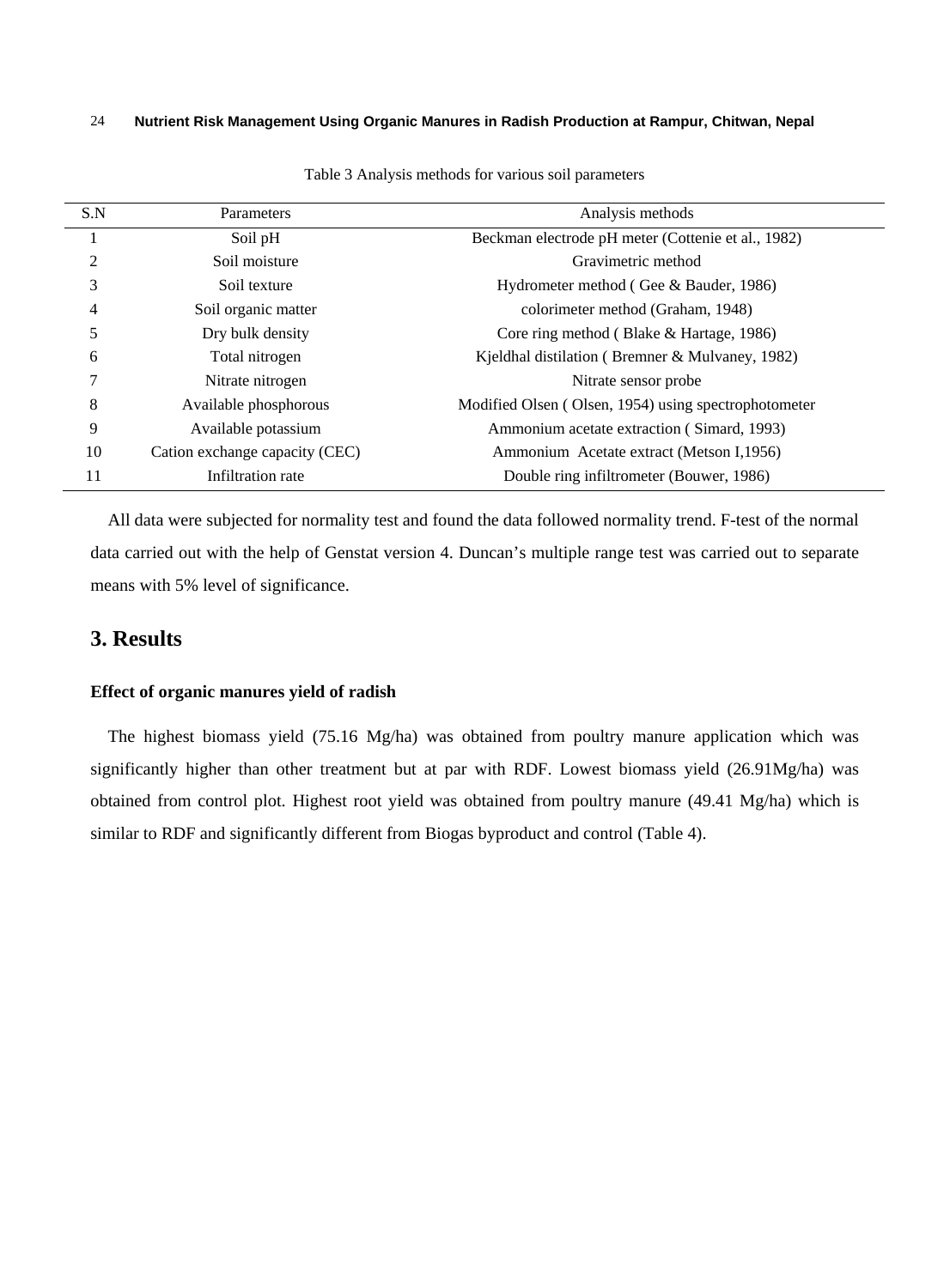Table 3 Analysis methods for various soil parameters

| S.N | Parameters | Analysis methods |
|---|---|---|
| 1 | Soil pH | Beckman electrode pH meter (Cottenie et al., 1982) |
| 2 | Soil moisture | Gravimetric method |
| 3 | Soil texture | Hydrometer method ( Gee & Bauder, 1986) |
| 4 | Soil organic matter | colorimeter method (Graham, 1948) |
| 5 | Dry bulk density | Core ring method ( Blake & Hartage, 1986) |
| 6 | Total nitrogen | Kjeldhal distilation ( Bremner & Mulvaney, 1982) |
| 7 | Nitrate nitrogen | Nitrate sensor probe |
| 8 | Available phosphorous | Modified Olsen ( Olsen, 1954) using spectrophotometer |
| 9 | Available potassium | Ammonium acetate extraction ( Simard, 1993) |
| 10 | Cation exchange capacity (CEC) | Ammonium Acetate extract (Metson I,1956) |
| 11 | Infiltration rate | Double ring infiltrometer (Bouwer, 1986) |

All data were subjected for normality test and found the data followed normality trend. F-test of the normal data carried out with the help of Genstat version 4. Duncan's multiple range test was carried out to separate means with 5% level of significance.

## 3. Results

**Effect of organic manures yield of radish**

The highest biomass yield (75.16 Mg/ha) was obtained from poultry manure application which was significantly higher than other treatment but at par with RDF. Lowest biomass yield (26.91Mg/ha) was obtained from control plot. Highest root yield was obtained from poultry manure (49.41 Mg/ha) which is similar to RDF and significantly different from Biogas byproduct and control (Table 4).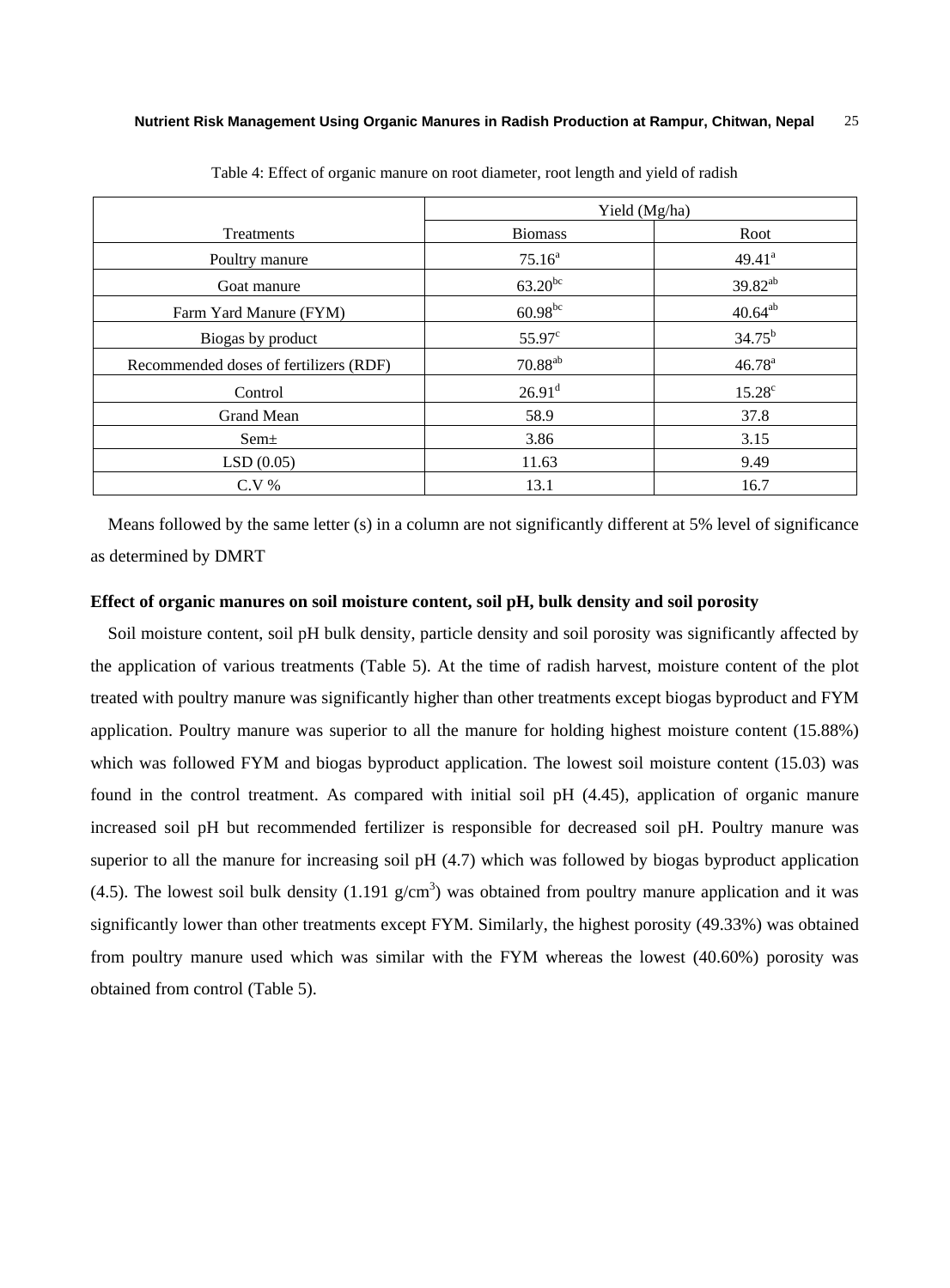Table 4: Effect of organic manure on root diameter, root length and yield of radish

| Treatments | Yield (Mg/ha) | |
|---|---|---|
| | Biomass | Root |
| Poultry manure | 75.16[a] | 49.41[a] |
| Goat manure | 63.20[bc] | 39.82[ab] |
| Farm Yard Manure (FYM) | 60.98[bc] | 40.64[ab] |
| Biogas by product | 55.97[c] | 34.75[b] |
| Recommended doses of fertilizers (RDF) | 70.88[ab] | 46.78[a] |
| Control | 26.91[d] | 15.28[c] |
| Grand Mean | 58.9 | 37.8 |
| Sem± | 3.86 | 3.15 |
| LSD (0.05) | 11.63 | 9.49 |
| C.V % | 13.1 | 16.7 |

Means followed by the same letter (s) in a column are not significantly different at 5% level of significance as determined by DMRT

**Effect of organic manures on soil moisture content, soil pH, bulk density and soil porosity**

Soil moisture content, soil pH bulk density, particle density and soil porosity was significantly affected by the application of various treatments (Table 5). At the time of radish harvest, moisture content of the plot treated with poultry manure was significantly higher than other treatments except biogas byproduct and FYM application. Poultry manure was superior to all the manure for holding highest moisture content (15.88%) which was followed FYM and biogas byproduct application. The lowest soil moisture content (15.03) was found in the control treatment. As compared with initial soil pH (4.45), application of organic manure increased soil pH but recommended fertilizer is responsible for decreased soil pH. Poultry manure was superior to all the manure for increasing soil pH (4.7) which was followed by biogas byproduct application (4.5). The lowest soil bulk density (1.191 g/cm$^3$) was obtained from poultry manure application and it was significantly lower than other treatments except FYM. Similarly, the highest porosity (49.33%) was obtained from poultry manure used which was similar with the FYM whereas the lowest (40.60%) porosity was obtained from control (Table 5).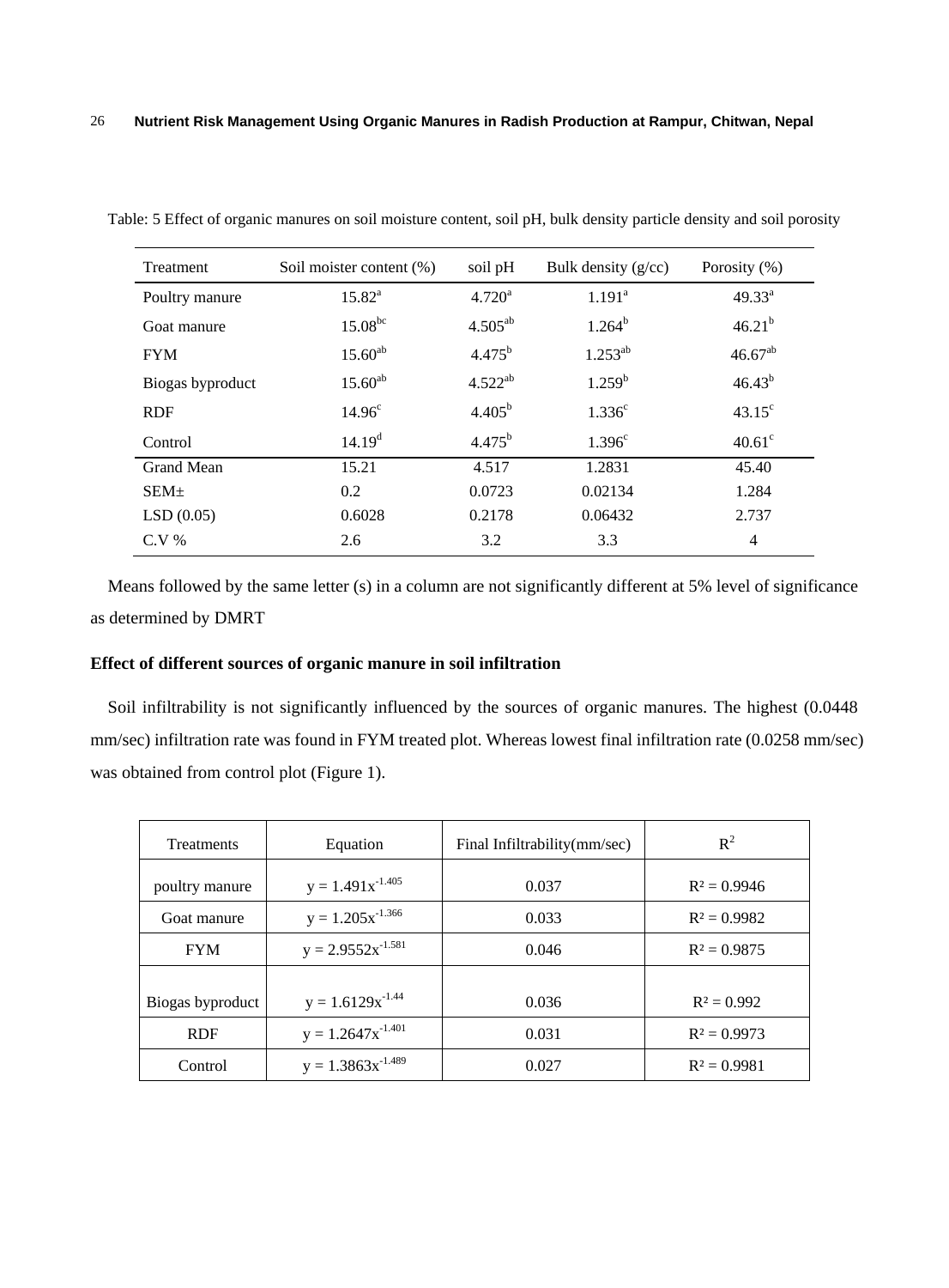Table: 5 Effect of organic manures on soil moisture content, soil pH, bulk density particle density and soil porosity

| Treatment | Soil moister content (%) | soil pH | Bulk density (g/cc) | Porosity (%) |
|---|---|---|---|---|
| Poultry manure | 15.82[a] | 4.720[a] | 1.191[a] | 49.33[a] |
| Goat manure | 15.08[bc] | 4.505[ab] | 1.264[b] | 46.21[b] |
| FYM | 15.60[ab] | 4.475[b] | 1.253[ab] | 46.67[ab] |
| Biogas byproduct | 15.60[ab] | 4.522[ab] | 1.259[b] | 46.43[b] |
| RDF | 14.96[c] | 4.405[b] | 1.336[c] | 43.15[c] |
| Control | 14.19[d] | 4.475[b] | 1.396[c] | 40.61[c] |
| Grand Mean | 15.21 | 4.517 | 1.2831 | 45.40 |
| SEM± | 0.2 | 0.0723 | 0.02134 | 1.284 |
| LSD (0.05) | 0.6028 | 0.2178 | 0.06432 | 2.737 |
| C.V % | 2.6 | 3.2 | 3.3 | 4 |

Means followed by the same letter (s) in a column are not significantly different at 5% level of significance as determined by DMRT

**Effect of different sources of organic manure in soil infiltration**

Soil infiltrability is not significantly influenced by the sources of organic manures. The highest (0.0448 mm/sec) infiltration rate was found in FYM treated plot. Whereas lowest final infiltration rate (0.0258 mm/sec) was obtained from control plot (Figure 1).

| Treatments | Equation | Final Infiltrability(mm/sec) | $R^2$ |
|---|---|---|---|
| poultry manure | $y = 1.491x^{-1.405}$ | 0.037 | $R^2 = 0.9946$ |
| Goat manure | $y = 1.205x^{-1.366}$ | 0.033 | $R^2 = 0.9982$ |
| FYM | $y = 2.9552x^{-1.581}$ | 0.046 | $R^2 = 0.9875$ |
| Biogas byproduct | $y = 1.6129x^{-1.44}$ | 0.036 | $R^2 = 0.992$ |
| RDF | $y = 1.2647x^{-1.401}$ | 0.031 | $R^2 = 0.9973$ |
| Control | $y = 1.3863x^{-1.489}$ | 0.027 | $R^2 = 0.9981$ |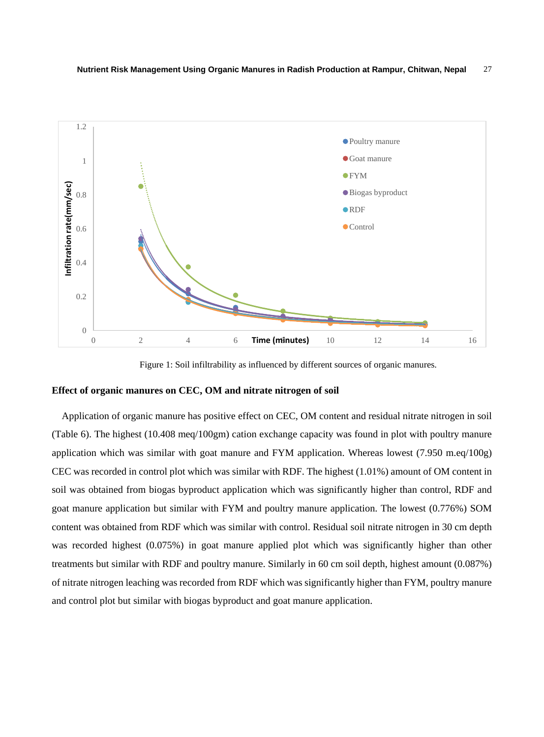Figure 1: Soil infiltrability as influenced by different sources of organic manures.

### Effect of organic manures on CEC, OM and nitrate nitrogen of soil

Application of organic manure has positive effect on CEC, OM content and residual nitrate nitrogen in soil (Table 6). The highest (10.408 meq/100gm) cation exchange capacity was found in plot with poultry manure application which was similar with goat manure and FYM application. Whereas lowest (7.950 m.eq/100g) CEC was recorded in control plot which was similar with RDF. The highest (1.01%) amount of OM content in soil was obtained from biogas byproduct application which was significantly higher than control, RDF and goat manure application but similar with FYM and poultry manure application. The lowest (0.776%) SOM content was obtained from RDF which was similar with control. Residual soil nitrate nitrogen in 30 cm depth was recorded highest (0.075%) in goat manure applied plot which was significantly higher than other treatments but similar with RDF and poultry manure. Similarly in 60 cm soil depth, highest amount (0.087%) of nitrate nitrogen leaching was recorded from RDF which was significantly higher than FYM, poultry manure and control plot but similar with biogas byproduct and goat manure application.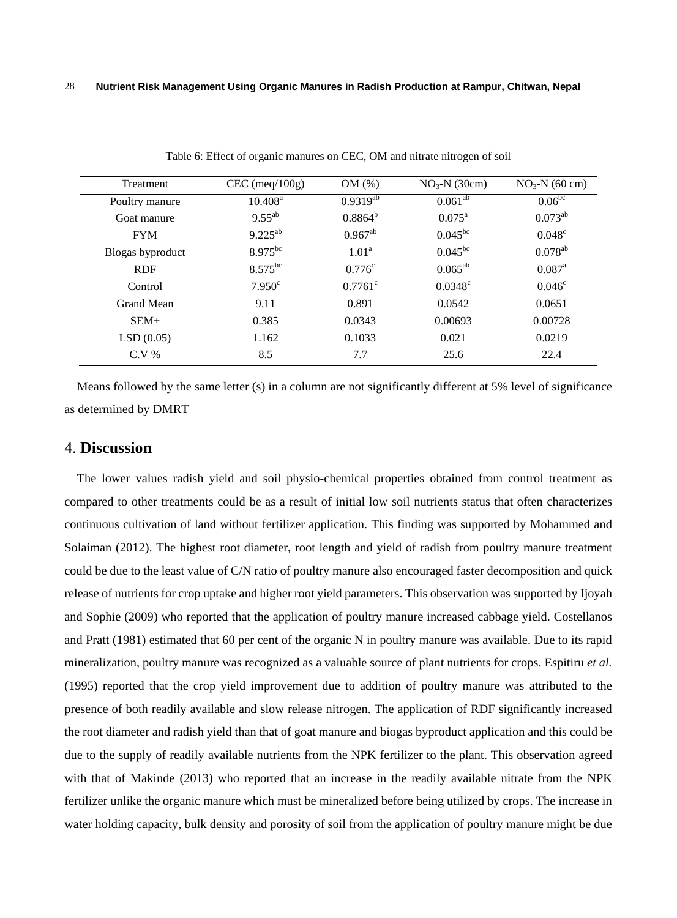Table 6: Effect of organic manures on CEC, OM and nitrate nitrogen of soil

| Treatment | CEC (meq/100g) | OM (%) | $NO_3$-N (30cm) | $NO_3$-N (60 cm) |
|---|---|---|---|---|
| Poultry manure | $10.408^{a}$ | $0.9319^{ab}$ | $0.061^{ab}$ | $0.06^{bc}$ |
| Goat manure | $9.55^{ab}$ | $0.8864^{b}$ | $0.075^{a}$ | $0.073^{ab}$ |
| FYM | $9.225^{ab}$ | $0.967^{ab}$ | $0.045^{bc}$ | $0.048^{c}$ |
| Biogas byproduct | $8.975^{bc}$ | $1.01^{a}$ | $0.045^{bc}$ | $0.078^{ab}$ |
| RDF | $8.575^{bc}$ | $0.776^{c}$ | $0.065^{ab}$ | $0.087^{a}$ |
| Control | $7.950^{c}$ | $0.7761^{c}$ | $0.0348^{c}$ | $0.046^{c}$ |
| Grand Mean | 9.11 | 0.891 | 0.0542 | 0.0651 |
| SEM± | 0.385 | 0.0343 | 0.00693 | 0.00728 |
| LSD (0.05) | 1.162 | 0.1033 | 0.021 | 0.0219 |
| C.V % | 8.5 | 7.7 | 25.6 | 22.4 |

Means followed by the same letter (s) in a column are not significantly different at 5% level of significance as determined by DMRT

## 4. **Discussion**

The lower values radish yield and soil physio-chemical properties obtained from control treatment as compared to other treatments could be as a result of initial low soil nutrients status that often characterizes continuous cultivation of land without fertilizer application. This finding was supported by Mohammed and Solaiman (2012). The highest root diameter, root length and yield of radish from poultry manure treatment could be due to the least value of C/N ratio of poultry manure also encouraged faster decomposition and quick release of nutrients for crop uptake and higher root yield parameters. This observation was supported by Ijoyah and Sophie (2009) who reported that the application of poultry manure increased cabbage yield. Costellanos and Pratt (1981) estimated that 60 per cent of the organic N in poultry manure was available. Due to its rapid mineralization, poultry manure was recognized as a valuable source of plant nutrients for crops. Espitiru *et al.* (1995) reported that the crop yield improvement due to addition of poultry manure was attributed to the presence of both readily available and slow release nitrogen. The application of RDF significantly increased the root diameter and radish yield than that of goat manure and biogas byproduct application and this could be due to the supply of readily available nutrients from the NPK fertilizer to the plant. This observation agreed with that of Makinde (2013) who reported that an increase in the readily available nitrate from the NPK fertilizer unlike the organic manure which must be mineralized before being utilized by crops. The increase in water holding capacity, bulk density and porosity of soil from the application of poultry manure might be due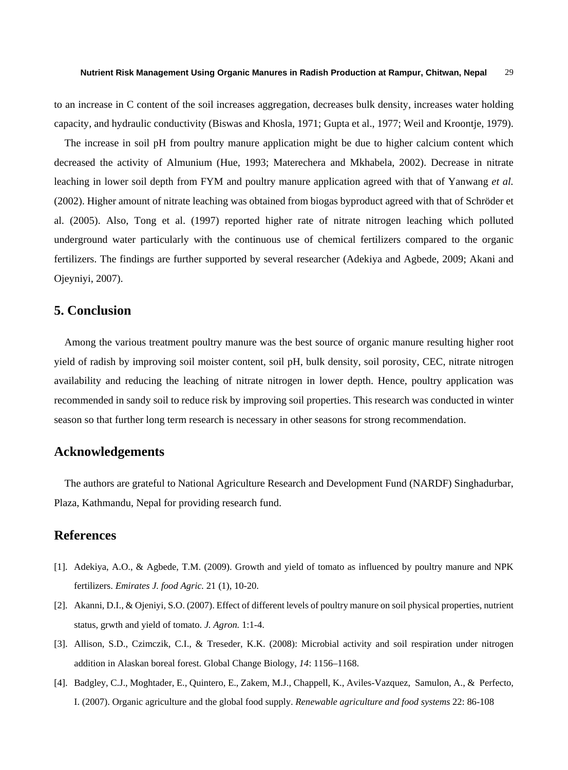to an increase in C content of the soil increases aggregation, decreases bulk density, increases water holding capacity, and hydraulic conductivity (Biswas and Khosla, 1971; Gupta et al., 1977; Weil and Kroontje, 1979).

The increase in soil pH from poultry manure application might be due to higher calcium content which decreased the activity of Almunium (Hue, 1993; Materechera and Mkhabela, 2002). Decrease in nitrate leaching in lower soil depth from FYM and poultry manure application agreed with that of Yanwang *et al.* (2002). Higher amount of nitrate leaching was obtained from biogas byproduct agreed with that of Schröder et al. (2005). Also, Tong et al. (1997) reported higher rate of nitrate nitrogen leaching which polluted underground water particularly with the continuous use of chemical fertilizers compared to the organic fertilizers. The findings are further supported by several researcher (Adekiya and Agbede, 2009; Akani and Ojeyniyi, 2007).

## 5. Conclusion

Among the various treatment poultry manure was the best source of organic manure resulting higher root yield of radish by improving soil moister content, soil pH, bulk density, soil porosity, CEC, nitrate nitrogen availability and reducing the leaching of nitrate nitrogen in lower depth. Hence, poultry application was recommended in sandy soil to reduce risk by improving soil properties. This research was conducted in winter season so that further long term research is necessary in other seasons for strong recommendation.

## Acknowledgements

The authors are grateful to National Agriculture Research and Development Fund (NARDF) Singhadurbar, Plaza, Kathmandu, Nepal for providing research fund.

## References

[1]. Adekiya, A.O., & Agbede, T.M. (2009). Growth and yield of tomato as influenced by poultry manure and NPK fertilizers. *Emirates J. food Agric.* 21 (1), 10-20.

[2]. Akanni, D.I., & Ojeniyi, S.O. (2007). Effect of different levels of poultry manure on soil physical properties, nutrient status, grwth and yield of tomato. *J. Agron.* 1:1-4.

[3]. Allison, S.D., Czimczik, C.I., & Treseder, K.K. (2008): Microbial activity and soil respiration under nitrogen addition in Alaskan boreal forest. Global Change Biology, *14*: 1156–1168.

[4]. Badgley, C.J., Moghtader, E., Quintero, E., Zakem, M.J., Chappell, K., Aviles-Vazquez, Samulon, A., & Perfecto, I. (2007). Organic agriculture and the global food supply. *Renewable agriculture and food systems* 22: 86-108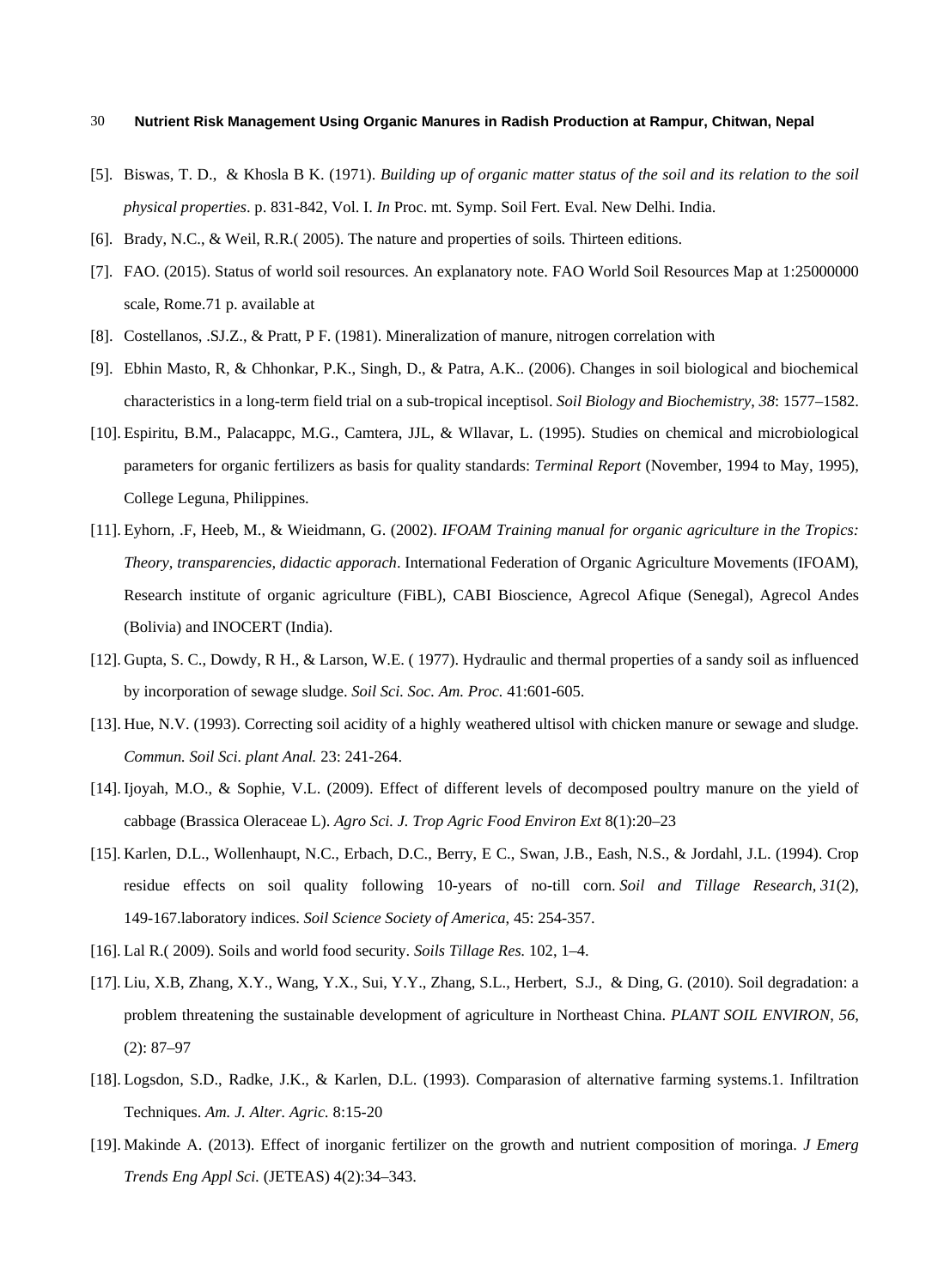[5]. Biswas, T. D., & Khosla B K. (1971). *Building up of organic matter status of the soil and its relation to the soil physical properties*. p. 831-842, Vol. I. *In* Proc. mt. Symp. Soil Fert. Eval. New Delhi. India.

[6]. Brady, N.C., & Weil, R.R.( 2005). The nature and properties of soils. Thirteen editions.

[7]. FAO. (2015). Status of world soil resources. An explanatory note. FAO World Soil Resources Map at 1:25000000 scale, Rome.71 p. available at

[8]. Costellanos, .SJ.Z., & Pratt, P F. (1981). Mineralization of manure, nitrogen correlation with

[9]. Ebhin Masto, R, & Chhonkar, P.K., Singh, D., & Patra, A.K.. (2006). Changes in soil biological and biochemical characteristics in a long-term field trial on a sub-tropical inceptisol. *Soil Biology and Biochemistry*, *38*: 1577–1582.

[10]. Espiritu, B.M., Palacappc, M.G., Camtera, JJL, & Wllavar, L. (1995). Studies on chemical and microbiological parameters for organic fertilizers as basis for quality standards: *Terminal Report* (November, 1994 to May, 1995), College Leguna, Philippines.

[11]. Eyhorn, .F, Heeb, M., & Wieidmann, G. (2002). *IFOAM Training manual for organic agriculture in the Tropics: Theory, transparencies, didactic apporach*. International Federation of Organic Agriculture Movements (IFOAM), Research institute of organic agriculture (FiBL), CABI Bioscience, Agrecol Afique (Senegal), Agrecol Andes (Bolivia) and INOCERT (India).

[12]. Gupta, S. C., Dowdy, R H., & Larson, W.E. ( 1977). Hydraulic and thermal properties of a sandy soil as influenced by incorporation of sewage sludge. *Soil Sci. Soc. Am. Proc.* 41:601-605.

[13]. Hue, N.V. (1993). Correcting soil acidity of a highly weathered ultisol with chicken manure or sewage and sludge. *Commun. Soil Sci. plant Anal.* 23: 241-264.

[14]. Ijoyah, M.O., & Sophie, V.L. (2009). Effect of different levels of decomposed poultry manure on the yield of cabbage (Brassica Oleraceae L). *Agro Sci. J. Trop Agric Food Environ Ext* 8(1):20–23

[15]. Karlen, D.L., Wollenhaupt, N.C., Erbach, D.C., Berry, E C., Swan, J.B., Eash, N.S., & Jordahl, J.L. (1994). Crop residue effects on soil quality following 10-years of no-till corn. *Soil and Tillage Research*, *31*(2), 149-167.laboratory indices. *Soil Science Society of America*, 45: 254-357.

[16]. Lal R.( 2009). Soils and world food security. *Soils Tillage Res.* 102, 1–4.

[17]. Liu, X.B, Zhang, X.Y., Wang, Y.X., Sui, Y.Y., Zhang, S.L., Herbert, S.J., & Ding, G. (2010). Soil degradation: a problem threatening the sustainable development of agriculture in Northeast China. *PLANT SOIL ENVIRON*, *56*, (2): 87–97

[18]. Logsdon, S.D., Radke, J.K., & Karlen, D.L. (1993). Comparasion of alternative farming systems.1. Infiltration Techniques. *Am. J. Alter. Agric.* 8:15-20

[19]. Makinde A. (2013). Effect of inorganic fertilizer on the growth and nutrient composition of moringa. *J Emerg Trends Eng Appl Sci.* (JETEAS) 4(2):34–343.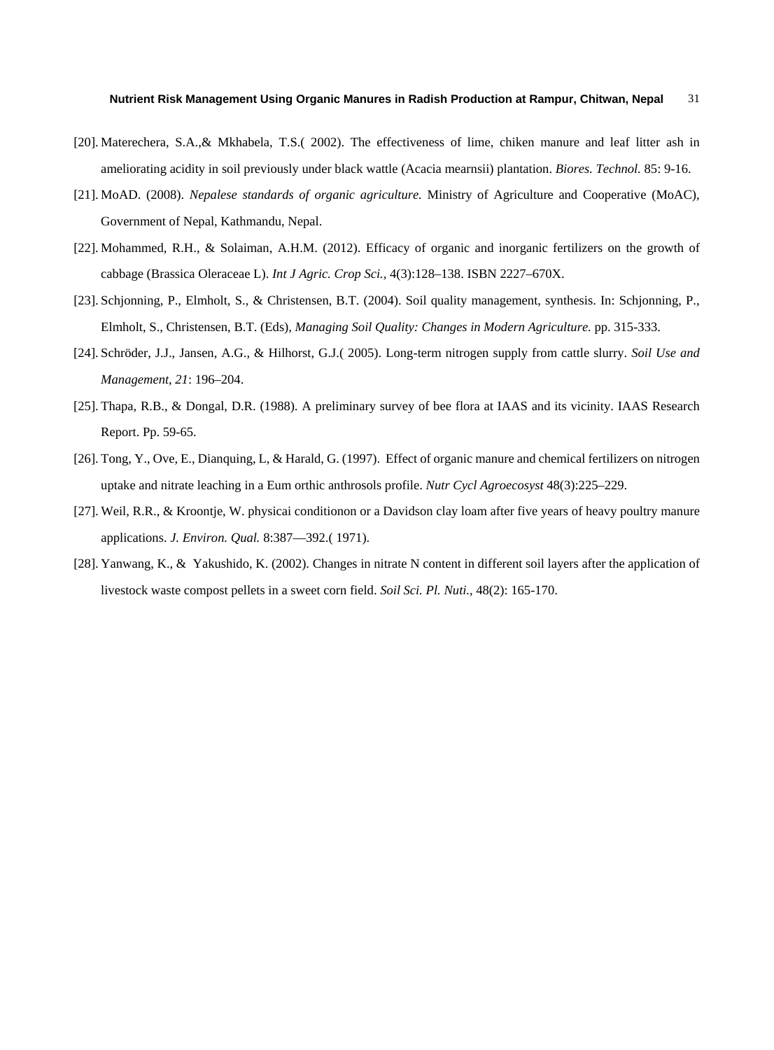[20]. Materechera, S.A.,& Mkhabela, T.S.( 2002). The effectiveness of lime, chiken manure and leaf litter ash in ameliorating acidity in soil previously under black wattle (Acacia mearnsii) plantation. *Biores. Technol.* 85: 9-16.

[21]. MoAD. (2008). *Nepalese standards of organic agriculture.* Ministry of Agriculture and Cooperative (MoAC), Government of Nepal, Kathmandu, Nepal.

[22]. Mohammed, R.H., & Solaiman, A.H.M. (2012). Efficacy of organic and inorganic fertilizers on the growth of cabbage (Brassica Oleraceae L). *Int J Agric. Crop Sci.,* 4(3):128–138. ISBN 2227–670X.

[23]. Schjonning, P., Elmholt, S., & Christensen, B.T. (2004). Soil quality management, synthesis. In: Schjonning, P., Elmholt, S., Christensen, B.T. (Eds), *Managing Soil Quality: Changes in Modern Agriculture.* pp. 315-333.

[24]. Schröder, J.J., Jansen, A.G., & Hilhorst, G.J.( 2005). Long-term nitrogen supply from cattle slurry. *Soil Use and Management, 21*: 196–204.

[25]. Thapa, R.B., & Dongal, D.R. (1988). A preliminary survey of bee flora at IAAS and its vicinity. IAAS Research Report. Pp. 59-65.

[26]. Tong, Y., Ove, E., Dianquing, L, & Harald, G. (1997). Effect of organic manure and chemical fertilizers on nitrogen uptake and nitrate leaching in a Eum orthic anthrosols profile. *Nutr Cycl Agroecosyst* 48(3):225–229.

[27]. Weil, R.R., & Kroontje, W. physicai conditionon or a Davidson clay loam after five years of heavy poultry manure applications. *J. Environ. Qual.* 8:387—392.( 1971).

[28]. Yanwang, K., & Yakushido, K. (2002). Changes in nitrate N content in different soil layers after the application of livestock waste compost pellets in a sweet corn field. *Soil Sci. Pl. Nuti.,* 48(2): 165-170.